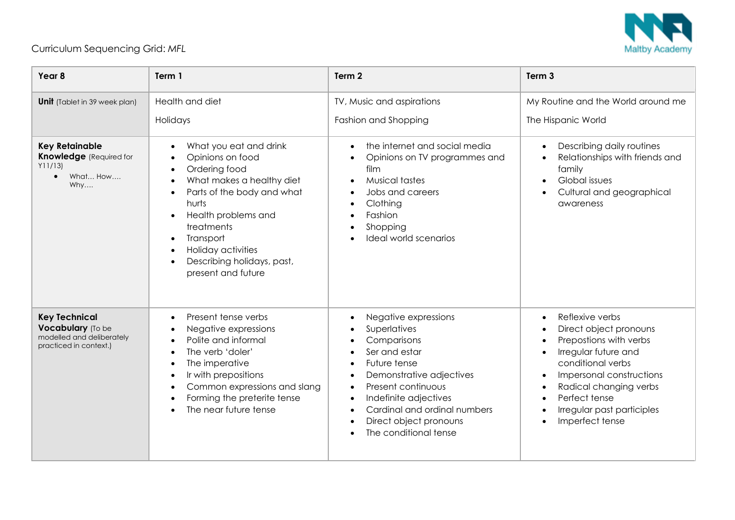Curriculum Sequencing Grid: *MFL*

| Year 8 | Term 1 | Term 2 | Term 3 |
|---|---|---|---|
| **Unit** (Tablet in 39 week plan) | Health and diet<br><br>Holidays | TV, Music and aspirations<br><br>Fashion and Shopping | My Routine and the World around me<br><br>The Hispanic World |
| **Key Retainable Knowledge** (Required for Y11/13)<br>• What… How…. Why…. | • What you eat and drink<br>• Opinions on food<br>• Ordering food<br>• What makes a healthy diet<br>• Parts of the body and what hurts<br>• Health problems and treatments<br>• Transport<br>• Holiday activities<br>• Describing holidays, past, present and future | • the internet and social media<br>• Opinions on TV programmes and film<br>• Musical tastes<br>• Jobs and careers<br>• Clothing<br>• Fashion<br>• Shopping<br>• Ideal world scenarios | • Describing daily routines<br>• Relationships with friends and family<br>• Global issues<br>• Cultural and geographical awareness |
| **Key Technical Vocabulary** (To be modelled and deliberately practiced in context.) | • Present tense verbs<br>• Negative expressions<br>• Polite and informal<br>• The verb 'doler'<br>• The imperative<br>• Ir with prepositions<br>• Common expressions and slang<br>• Forming the preterite tense<br>• The near future tense | • Negative expressions<br>• Superlatives<br>• Comparisons<br>• Ser and estar<br>• Future tense<br>• Demonstrative adjectives<br>• Present continuous<br>• Indefinite adjectives<br>• Cardinal and ordinal numbers<br>• Direct object pronouns<br>• The conditional tense | • Reflexive verbs<br>• Direct object pronouns<br>• Prepostions with verbs<br>• Irregular future and conditional verbs<br>• Impersonal constructions<br>• Radical changing verbs<br>• Perfect tense<br>• Irregular past participles<br>• Imperfect tense |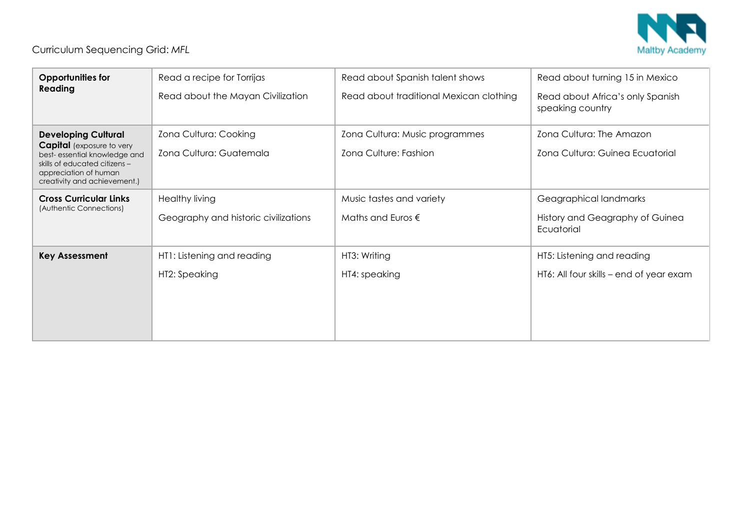Curriculum Sequencing Grid: *MFL*

| | | | |
|---|---|---|---|
| **Opportunities for Reading** | Read a recipe for Torrijas<br><br>Read about the Mayan Civilization | Read about Spanish talent shows<br><br>Read about traditional Mexican clothing | Read about turning 15 in Mexico<br><br>Read about Africa's only Spanish speaking country |
| **Developing Cultural Capital** (exposure to very best- essential knowledge and skills of educated citizens – appreciation of human creativity and achievement.) | Zona Cultura: Cooking<br><br>Zona Cultura: Guatemala | Zona Cultura: Music programmes<br><br>Zona Culture: Fashion | Zona Cultura: The Amazon<br><br>Zona Cultura: Guinea Ecuatorial |
| **Cross Curricular Links** (Authentic Connections) | Healthy living<br><br>Geography and historic civilizations | Music tastes and variety<br><br>Maths and Euros € | Geagraphical landmarks<br><br>History and Geagraphy of Guinea Ecuatorial |
| **Key Assessment** | HT1: Listening and reading<br><br>HT2: Speaking | HT3: Writing<br><br>HT4: speaking | HT5: Listening and reading<br><br>HT6: All four skills – end of year exam |